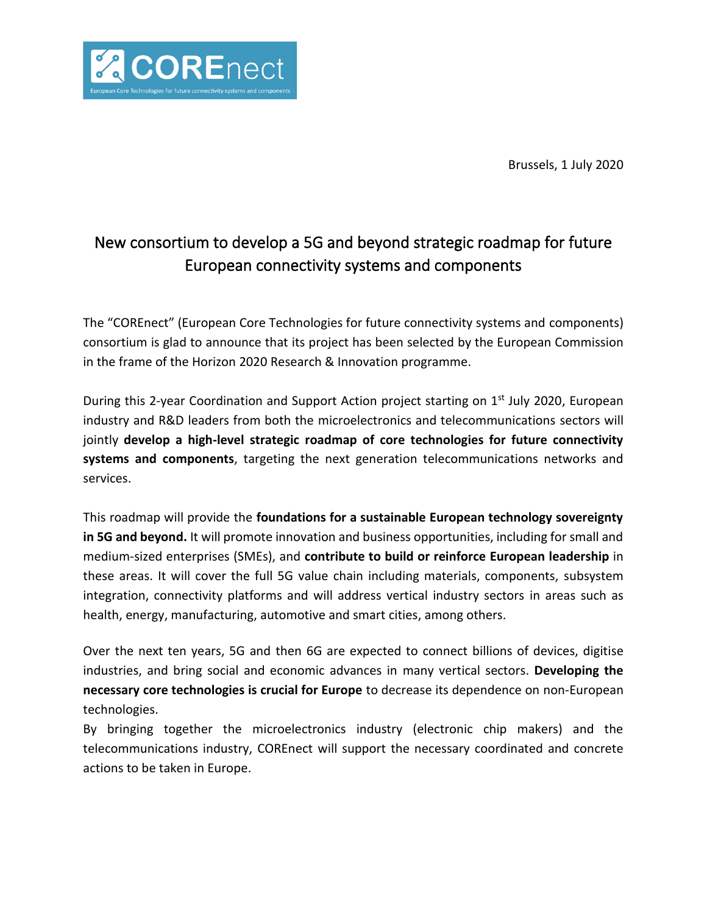Brussels, 1 July 2020

# New consortium to develop a 5G and beyond strategic roadmap for future European connectivity systems and components

The "COREnect" (European Core Technologies for future connectivity systems and components) consortium is glad to announce that its project has been selected by the European Commission in the frame of the Horizon 2020 Research & Innovation programme.

During this 2-year Coordination and Support Action project starting on 1st July 2020, European industry and R&D leaders from both the microelectronics and telecommunications sectors will jointly **develop a high-level strategic roadmap of core technologies for future connectivity systems and components**, targeting the next generation telecommunications networks and services.

This roadmap will provide the **foundations for a sustainable European technology sovereignty in 5G and beyond.** It will promote innovation and business opportunities, including for small and medium-sized enterprises (SMEs), and **contribute to build or reinforce European leadership** in these areas. It will cover the full 5G value chain including materials, components, subsystem integration, connectivity platforms and will address vertical industry sectors in areas such as health, energy, manufacturing, automotive and smart cities, among others.

Over the next ten years, 5G and then 6G are expected to connect billions of devices, digitise industries, and bring social and economic advances in many vertical sectors. **Developing the necessary core technologies is crucial for Europe** to decrease its dependence on non-European technologies.

By bringing together the microelectronics industry (electronic chip makers) and the telecommunications industry, COREnect will support the necessary coordinated and concrete actions to be taken in Europe.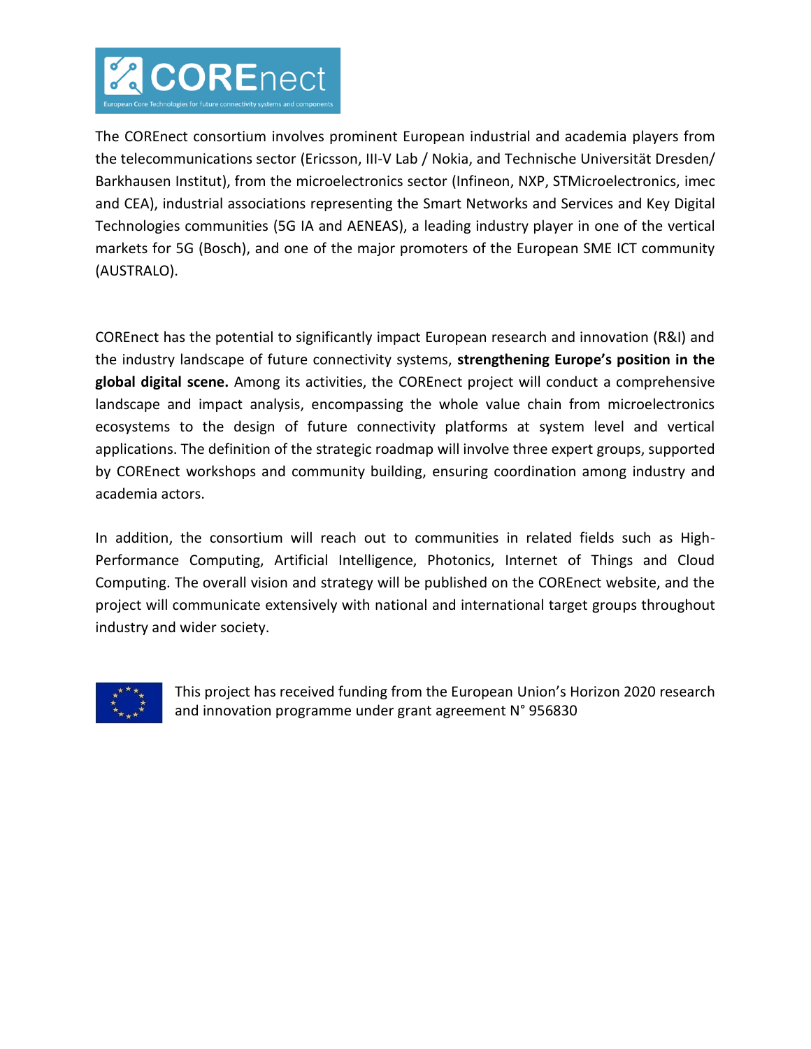The COREnect consortium involves prominent European industrial and academia players from the telecommunications sector (Ericsson, III-V Lab / Nokia, and Technische Universität Dresden/ Barkhausen Institut), from the microelectronics sector (Infineon, NXP, STMicroelectronics, imec and CEA), industrial associations representing the Smart Networks and Services and Key Digital Technologies communities (5G IA and AENEAS), a leading industry player in one of the vertical markets for 5G (Bosch), and one of the major promoters of the European SME ICT community (AUSTRALO).

COREnect has the potential to significantly impact European research and innovation (R&I) and the industry landscape of future connectivity systems, **strengthening Europe's position in the global digital scene.** Among its activities, the COREnect project will conduct a comprehensive landscape and impact analysis, encompassing the whole value chain from microelectronics ecosystems to the design of future connectivity platforms at system level and vertical applications. The definition of the strategic roadmap will involve three expert groups, supported by COREnect workshops and community building, ensuring coordination among industry and academia actors.

In addition, the consortium will reach out to communities in related fields such as High-Performance Computing, Artificial Intelligence, Photonics, Internet of Things and Cloud Computing. The overall vision and strategy will be published on the COREnect website, and the project will communicate extensively with national and international target groups throughout industry and wider society.

This project has received funding from the European Union's Horizon 2020 research and innovation programme under grant agreement N° 956830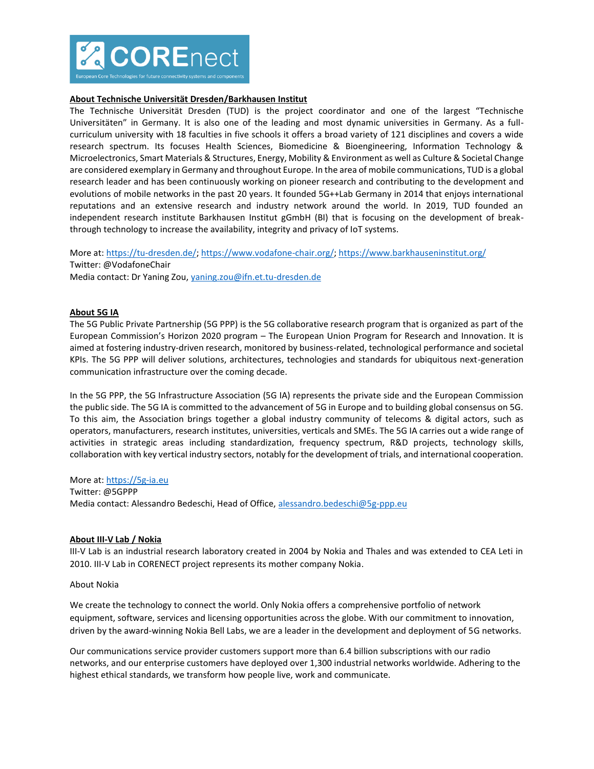**About Technische Universität Dresden/Barkhausen Institut**

The Technische Universität Dresden (TUD) is the project coordinator and one of the largest "Technische Universitäten" in Germany. It is also one of the leading and most dynamic universities in Germany. As a full-curriculum university with 18 faculties in five schools it offers a broad variety of 121 disciplines and covers a wide research spectrum. Its focuses Health Sciences, Biomedicine & Bioengineering, Information Technology & Microelectronics, Smart Materials & Structures, Energy, Mobility & Environment as well as Culture & Societal Change are considered exemplary in Germany and throughout Europe. In the area of mobile communications, TUD is a global research leader and has been continuously working on pioneer research and contributing to the development and evolutions of mobile networks in the past 20 years. It founded 5G++Lab Germany in 2014 that enjoys international reputations and an extensive research and industry network around the world. In 2019, TUD founded an independent research institute Barkhausen Institut gGmbH (BI) that is focusing on the development of break-through technology to increase the availability, integrity and privacy of IoT systems.

More at: https://tu-dresden.de/; https://www.vodafone-chair.org/; https://www.barkhauseninstitut.org/
Twitter: @VodafoneChair
Media contact: Dr Yaning Zou, yaning.zou@ifn.et.tu-dresden.de

**About 5G IA**

The 5G Public Private Partnership (5G PPP) is the 5G collaborative research program that is organized as part of the European Commission's Horizon 2020 program – The European Union Program for Research and Innovation. It is aimed at fostering industry-driven research, monitored by business-related, technological performance and societal KPIs. The 5G PPP will deliver solutions, architectures, technologies and standards for ubiquitous next-generation communication infrastructure over the coming decade.

In the 5G PPP, the 5G Infrastructure Association (5G IA) represents the private side and the European Commission the public side. The 5G IA is committed to the advancement of 5G in Europe and to building global consensus on 5G. To this aim, the Association brings together a global industry community of telecoms & digital actors, such as operators, manufacturers, research institutes, universities, verticals and SMEs. The 5G IA carries out a wide range of activities in strategic areas including standardization, frequency spectrum, R&D projects, technology skills, collaboration with key vertical industry sectors, notably for the development of trials, and international cooperation.

More at: https://5g-ia.eu
Twitter: @5GPPP
Media contact: Alessandro Bedeschi, Head of Office, alessandro.bedeschi@5g-ppp.eu

**About III-V Lab / Nokia**

III-V Lab is an industrial research laboratory created in 2004 by Nokia and Thales and was extended to CEA Leti in 2010. III-V Lab in CORENECT project represents its mother company Nokia.

About Nokia

We create the technology to connect the world. Only Nokia offers a comprehensive portfolio of network equipment, software, services and licensing opportunities across the globe. With our commitment to innovation, driven by the award-winning Nokia Bell Labs, we are a leader in the development and deployment of 5G networks.

Our communications service provider customers support more than 6.4 billion subscriptions with our radio networks, and our enterprise customers have deployed over 1,300 industrial networks worldwide. Adhering to the highest ethical standards, we transform how people live, work and communicate.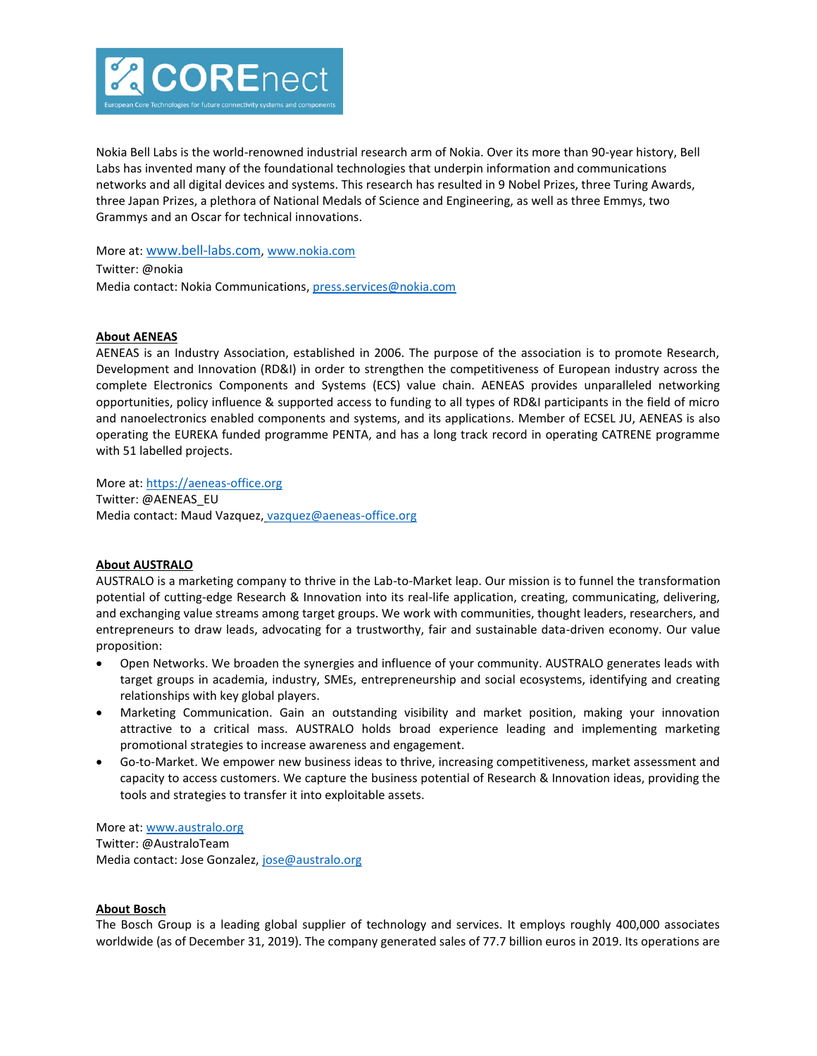Nokia Bell Labs is the world-renowned industrial research arm of Nokia. Over its more than 90-year history, Bell Labs has invented many of the foundational technologies that underpin information and communications networks and all digital devices and systems. This research has resulted in 9 Nobel Prizes, three Turing Awards, three Japan Prizes, a plethora of National Medals of Science and Engineering, as well as three Emmys, two Grammys and an Oscar for technical innovations.

More at: www.bell-labs.com, www.nokia.com
Twitter: @nokia
Media contact: Nokia Communications, press.services@nokia.com

**About AENEAS**

AENEAS is an Industry Association, established in 2006. The purpose of the association is to promote Research, Development and Innovation (RD&I) in order to strengthen the competitiveness of European industry across the complete Electronics Components and Systems (ECS) value chain. AENEAS provides unparalleled networking opportunities, policy influence & supported access to funding to all types of RD&I participants in the field of micro and nanoelectronics enabled components and systems, and its applications. Member of ECSEL JU, AENEAS is also operating the EUREKA funded programme PENTA, and has a long track record in operating CATRENE programme with 51 labelled projects.

More at: https://aeneas-office.org
Twitter: @AENEAS_EU
Media contact: Maud Vazquez, vazquez@aeneas-office.org

**About AUSTRALO**

AUSTRALO is a marketing company to thrive in the Lab-to-Market leap. Our mission is to funnel the transformation potential of cutting-edge Research & Innovation into its real-life application, creating, communicating, delivering, and exchanging value streams among target groups. We work with communities, thought leaders, researchers, and entrepreneurs to draw leads, advocating for a trustworthy, fair and sustainable data-driven economy. Our value proposition:

- Open Networks. We broaden the synergies and influence of your community. AUSTRALO generates leads with target groups in academia, industry, SMEs, entrepreneurship and social ecosystems, identifying and creating relationships with key global players.
- Marketing Communication. Gain an outstanding visibility and market position, making your innovation attractive to a critical mass. AUSTRALO holds broad experience leading and implementing marketing promotional strategies to increase awareness and engagement.
- Go-to-Market. We empower new business ideas to thrive, increasing competitiveness, market assessment and capacity to access customers. We capture the business potential of Research & Innovation ideas, providing the tools and strategies to transfer it into exploitable assets.

More at: www.australo.org
Twitter: @AustraloTeam
Media contact: Jose Gonzalez, jose@australo.org

**About Bosch**

The Bosch Group is a leading global supplier of technology and services. It employs roughly 400,000 associates worldwide (as of December 31, 2019). The company generated sales of 77.7 billion euros in 2019. Its operations are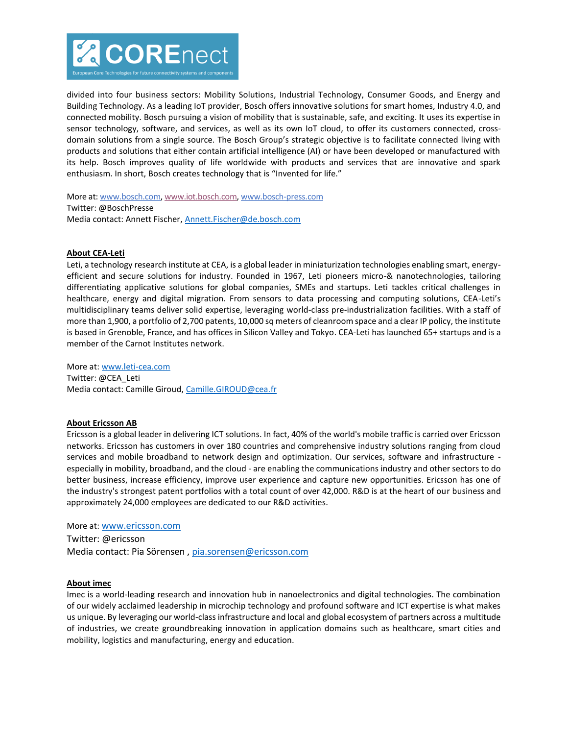divided into four business sectors: Mobility Solutions, Industrial Technology, Consumer Goods, and Energy and Building Technology. As a leading IoT provider, Bosch offers innovative solutions for smart homes, Industry 4.0, and connected mobility. Bosch pursuing a vision of mobility that is sustainable, safe, and exciting. It uses its expertise in sensor technology, software, and services, as well as its own IoT cloud, to offer its customers connected, cross-domain solutions from a single source. The Bosch Group's strategic objective is to facilitate connected living with products and solutions that either contain artificial intelligence (AI) or have been developed or manufactured with its help. Bosch improves quality of life worldwide with products and services that are innovative and spark enthusiasm. In short, Bosch creates technology that is "Invented for life."

More at: www.bosch.com, www.iot.bosch.com, www.bosch-press.com
Twitter: @BoschPresse
Media contact: Annett Fischer, Annett.Fischer@de.bosch.com

**About CEA-Leti**

Leti, a technology research institute at CEA, is a global leader in miniaturization technologies enabling smart, energy-efficient and secure solutions for industry. Founded in 1967, Leti pioneers micro-& nanotechnologies, tailoring differentiating applicative solutions for global companies, SMEs and startups. Leti tackles critical challenges in healthcare, energy and digital migration. From sensors to data processing and computing solutions, CEA-Leti's multidisciplinary teams deliver solid expertise, leveraging world-class pre-industrialization facilities. With a staff of more than 1,900, a portfolio of 2,700 patents, 10,000 sq meters of cleanroom space and a clear IP policy, the institute is based in Grenoble, France, and has offices in Silicon Valley and Tokyo. CEA-Leti has launched 65+ startups and is a member of the Carnot Institutes network.

More at: www.leti-cea.com
Twitter: @CEA_Leti
Media contact: Camille Giroud, Camille.GIROUD@cea.fr

**About Ericsson AB**

Ericsson is a global leader in delivering ICT solutions. In fact, 40% of the world's mobile traffic is carried over Ericsson networks. Ericsson has customers in over 180 countries and comprehensive industry solutions ranging from cloud services and mobile broadband to network design and optimization. Our services, software and infrastructure - especially in mobility, broadband, and the cloud - are enabling the communications industry and other sectors to do better business, increase efficiency, improve user experience and capture new opportunities. Ericsson has one of the industry's strongest patent portfolios with a total count of over 42,000. R&D is at the heart of our business and approximately 24,000 employees are dedicated to our R&D activities.

More at: www.ericsson.com
Twitter: @ericsson
Media contact: Pia Sörensen , pia.sorensen@ericsson.com

**About imec**

Imec is a world-leading research and innovation hub in nanoelectronics and digital technologies. The combination of our widely acclaimed leadership in microchip technology and profound software and ICT expertise is what makes us unique. By leveraging our world-class infrastructure and local and global ecosystem of partners across a multitude of industries, we create groundbreaking innovation in application domains such as healthcare, smart cities and mobility, logistics and manufacturing, energy and education.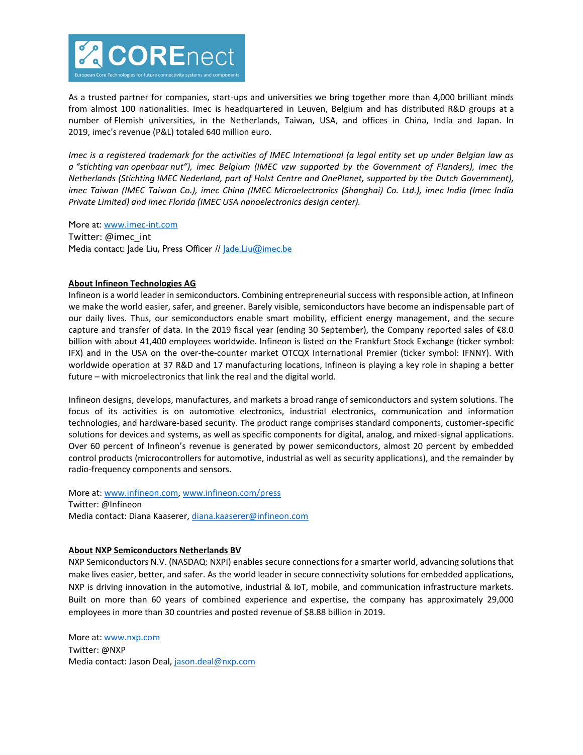As a trusted partner for companies, start-ups and universities we bring together more than 4,000 brilliant minds from almost 100 nationalities. Imec is headquartered in Leuven, Belgium and has distributed R&D groups at a number of Flemish universities, in the Netherlands, Taiwan, USA, and offices in China, India and Japan. In 2019, imec's revenue (P&L) totaled 640 million euro.

*Imec is a registered trademark for the activities of IMEC International (a legal entity set up under Belgian law as a "stichting van openbaar nut"), imec Belgium (IMEC vzw supported by the Government of Flanders), imec the Netherlands (Stichting IMEC Nederland, part of Holst Centre and OnePlanet, supported by the Dutch Government), imec Taiwan (IMEC Taiwan Co.), imec China (IMEC Microelectronics (Shanghai) Co. Ltd.), imec India (Imec India Private Limited) and imec Florida (IMEC USA nanoelectronics design center).*

More at: www.imec-int.com
Twitter: @imec_int
Media contact: Jade Liu, Press Officer // Jade.Liu@imec.be

**About Infineon Technologies AG**

Infineon is a world leader in semiconductors. Combining entrepreneurial success with responsible action, at Infineon we make the world easier, safer, and greener. Barely visible, semiconductors have become an indispensable part of our daily lives. Thus, our semiconductors enable smart mobility, efficient energy management, and the secure capture and transfer of data. In the 2019 fiscal year (ending 30 September), the Company reported sales of €8.0 billion with about 41,400 employees worldwide. Infineon is listed on the Frankfurt Stock Exchange (ticker symbol: IFX) and in the USA on the over-the-counter market OTCQX International Premier (ticker symbol: IFNNY). With worldwide operation at 37 R&D and 17 manufacturing locations, Infineon is playing a key role in shaping a better future – with microelectronics that link the real and the digital world.

Infineon designs, develops, manufactures, and markets a broad range of semiconductors and system solutions. The focus of its activities is on automotive electronics, industrial electronics, communication and information technologies, and hardware-based security. The product range comprises standard components, customer-specific solutions for devices and systems, as well as specific components for digital, analog, and mixed-signal applications. Over 60 percent of Infineon's revenue is generated by power semiconductors, almost 20 percent by embedded control products (microcontrollers for automotive, industrial as well as security applications), and the remainder by radio-frequency components and sensors.

More at: www.infineon.com, www.infineon.com/press
Twitter: @Infineon
Media contact: Diana Kaaserer, diana.kaaserer@infineon.com

**About NXP Semiconductors Netherlands BV**

NXP Semiconductors N.V. (NASDAQ: NXPI) enables secure connections for a smarter world, advancing solutions that make lives easier, better, and safer. As the world leader in secure connectivity solutions for embedded applications, NXP is driving innovation in the automotive, industrial & IoT, mobile, and communication infrastructure markets. Built on more than 60 years of combined experience and expertise, the company has approximately 29,000 employees in more than 30 countries and posted revenue of $8.88 billion in 2019.

More at: www.nxp.com
Twitter: @NXP
Media contact: Jason Deal, jason.deal@nxp.com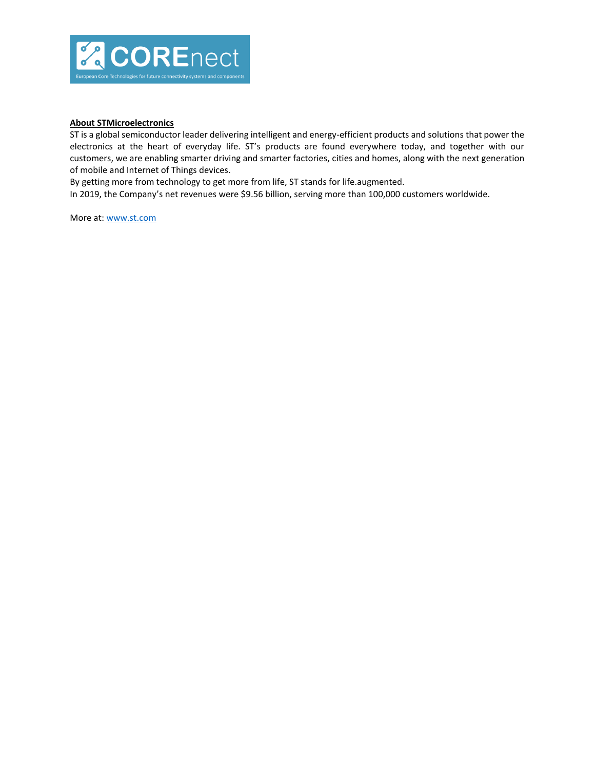**About STMicroelectronics**

ST is a global semiconductor leader delivering intelligent and energy-efficient products and solutions that power the electronics at the heart of everyday life. ST's products are found everywhere today, and together with our customers, we are enabling smarter driving and smarter factories, cities and homes, along with the next generation of mobile and Internet of Things devices.

By getting more from technology to get more from life, ST stands for life.augmented.

In 2019, the Company's net revenues were $9.56 billion, serving more than 100,000 customers worldwide.

More at: [www.st.com](http://www.st.com)